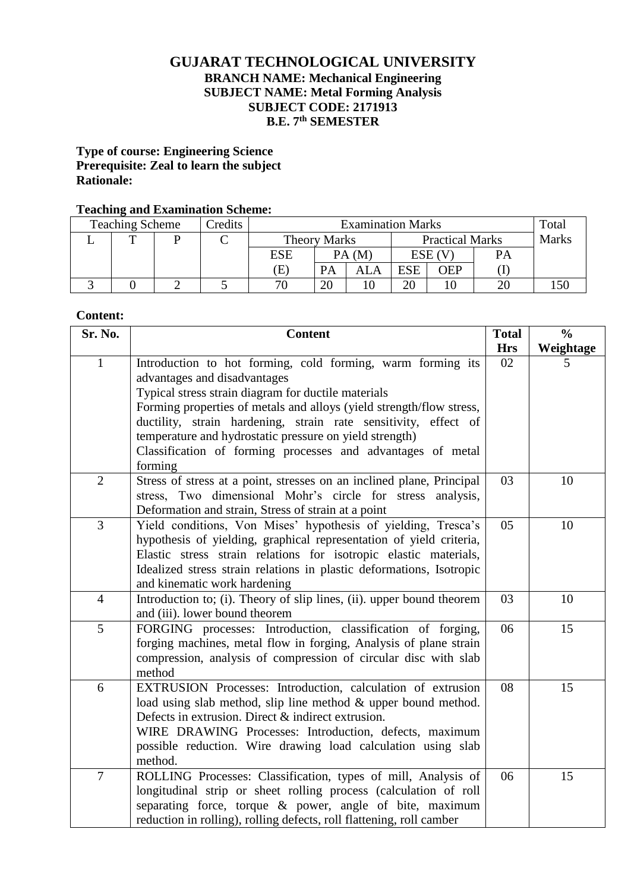# GUJARAT TECHNOLOGICAL UNIVERSITY

**BRANCH NAME: Mechanical Engineering**
**SUBJECT NAME: Metal Forming Analysis**
**SUBJECT CODE: 2171913**
**B.E. 7th SEMESTER**

**Type of course: Engineering Science**
**Prerequisite: Zeal to learn the subject**
**Rationale:**

**Teaching and Examination Scheme:**

| Teaching Scheme | | | Credits | Examination Marks | | | | | | Total Marks |
|---|---|---|---|---|---|---|---|---|---|---|
| L | T | P | C | Theory Marks | | | Practical Marks | | | |
| | | | | ESE (E) | PA (M) | | ESE (V) | | PA (I) | |
| | | | | | PA | ALA | ESE | OEP | | |
| 3 | 0 | 2 | 5 | 70 | 20 | 10 | 20 | 10 | 20 | 150 |

**Content:**

| Sr. No. | Content | Total Hrs | % Weightage |
|---|---|---|---|
| 1 | Introduction to hot forming, cold forming, warm forming its advantages and disadvantages<br>Typical stress strain diagram for ductile materials<br>Forming properties of metals and alloys (yield strength/flow stress, ductility, strain hardening, strain rate sensitivity, effect of temperature and hydrostatic pressure on yield strength)<br>Classification of forming processes and advantages of metal forming | 02 | 5 |
| 2 | Stress of stress at a point, stresses on an inclined plane, Principal stress, Two dimensional Mohr's circle for stress analysis, Deformation and strain, Stress of strain at a point | 03 | 10 |
| 3 | Yield conditions, Von Mises' hypothesis of yielding, Tresca's hypothesis of yielding, graphical representation of yield criteria, Elastic stress strain relations for isotropic elastic materials, Idealized stress strain relations in plastic deformations, Isotropic and kinematic work hardening | 05 | 10 |
| 4 | Introduction to; (i). Theory of slip lines, (ii). upper bound theorem and (iii). lower bound theorem | 03 | 10 |
| 5 | FORGING processes: Introduction, classification of forging, forging machines, metal flow in forging, Analysis of plane strain compression, analysis of compression of circular disc with slab method | 06 | 15 |
| 6 | EXTRUSION Processes: Introduction, calculation of extrusion load using slab method, slip line method & upper bound method. Defects in extrusion. Direct & indirect extrusion.<br>WIRE DRAWING Processes: Introduction, defects, maximum possible reduction. Wire drawing load calculation using slab method. | 08 | 15 |
| 7 | ROLLING Processes: Classification, types of mill, Analysis of longitudinal strip or sheet rolling process (calculation of roll separating force, torque & power, angle of bite, maximum reduction in rolling), rolling defects, roll flattening, roll camber | 06 | 15 |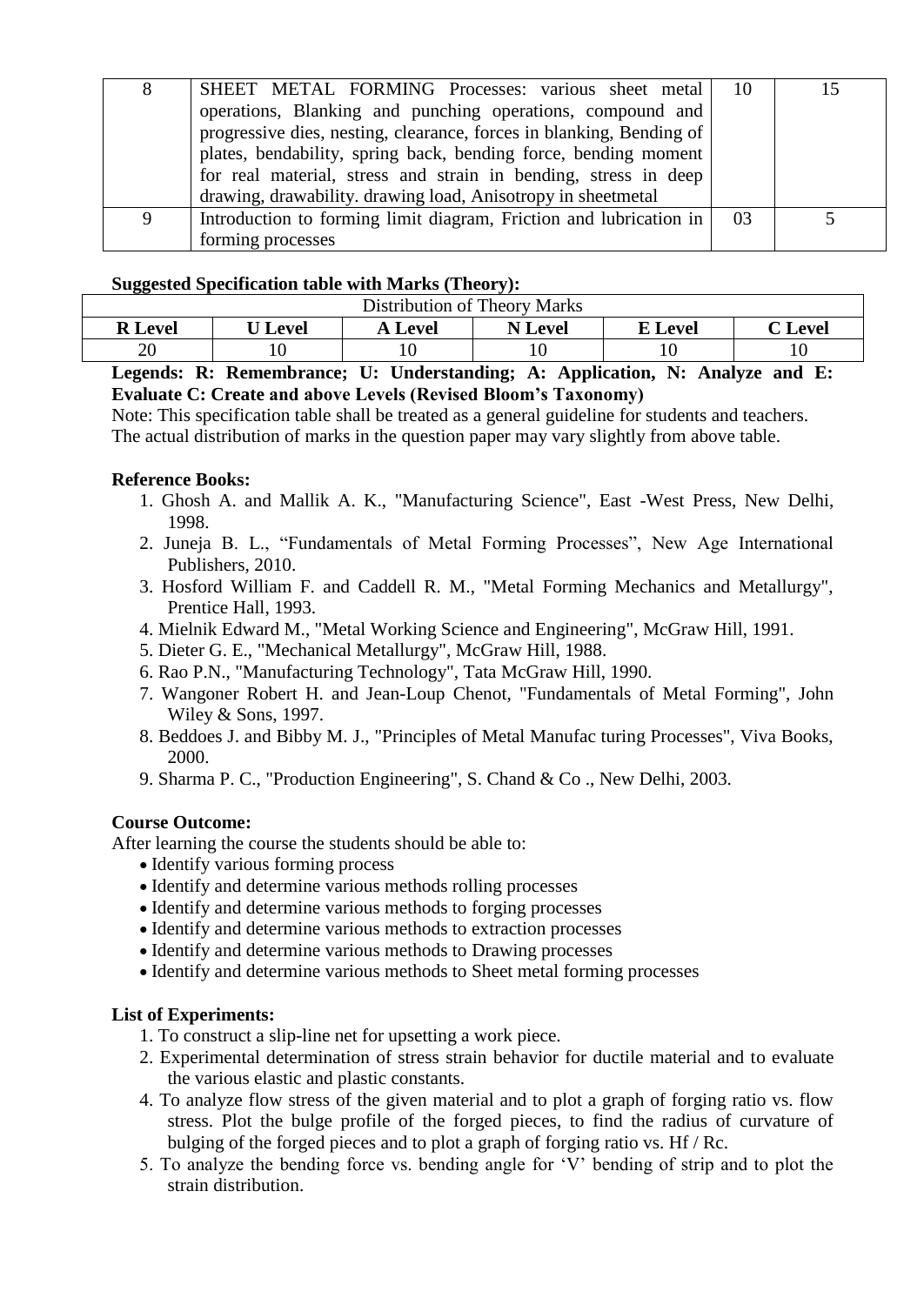| 8 | SHEET METAL FORMING Processes: various sheet metal operations, Blanking and punching operations, compound and progressive dies, nesting, clearance, forces in blanking, Bending of plates, bendability, spring back, bending force, bending moment for real material, stress and strain in bending, stress in deep drawing, drawability. drawing load, Anisotropy in sheetmetal | 10 | 15 |
|---|---|---|---|
| 9 | Introduction to forming limit diagram, Friction and lubrication in forming processes | 03 | 5 |

**Suggested Specification table with Marks (Theory):**

| Distribution of Theory Marks | | | | | |
|---|---|---|---|---|---|
| **R Level** | **U Level** | **A Level** | **N Level** | **E Level** | **C Level** |
| 20 | 10 | 10 | 10 | 10 | 10 |

**Legends: R: Remembrance; U: Understanding; A: Application, N: Analyze and E: Evaluate C: Create and above Levels (Revised Bloom's Taxonomy)**

Note: This specification table shall be treated as a general guideline for students and teachers. The actual distribution of marks in the question paper may vary slightly from above table.

**Reference Books:**

1. Ghosh A. and Mallik A. K., "Manufacturing Science", East -West Press, New Delhi, 1998.
2. Juneja B. L., "Fundamentals of Metal Forming Processes", New Age International Publishers, 2010.
3. Hosford William F. and Caddell R. M., "Metal Forming Mechanics and Metallurgy", Prentice Hall, 1993.
4. Mielnik Edward M., "Metal Working Science and Engineering", McGraw Hill, 1991.
5. Dieter G. E., "Mechanical Metallurgy", McGraw Hill, 1988.
6. Rao P.N., "Manufacturing Technology", Tata McGraw Hill, 1990.
7. Wangoner Robert H. and Jean-Loup Chenot, "Fundamentals of Metal Forming", John Wiley & Sons, 1997.
8. Beddoes J. and Bibby M. J., "Principles of Metal Manufac turing Processes", Viva Books, 2000.
9. Sharma P. C., "Production Engineering", S. Chand & Co ., New Delhi, 2003.

**Course Outcome:**

After learning the course the students should be able to:

- Identify various forming process
- Identify and determine various methods rolling processes
- Identify and determine various methods to forging processes
- Identify and determine various methods to extraction processes
- Identify and determine various methods to Drawing processes
- Identify and determine various methods to Sheet metal forming processes

**List of Experiments:**

1. To construct a slip-line net for upsetting a work piece.
2. Experimental determination of stress strain behavior for ductile material and to evaluate the various elastic and plastic constants.
4. To analyze flow stress of the given material and to plot a graph of forging ratio vs. flow stress. Plot the bulge profile of the forged pieces, to find the radius of curvature of bulging of the forged pieces and to plot a graph of forging ratio vs. Hf / Rc.
5. To analyze the bending force vs. bending angle for 'V' bending of strip and to plot the strain distribution.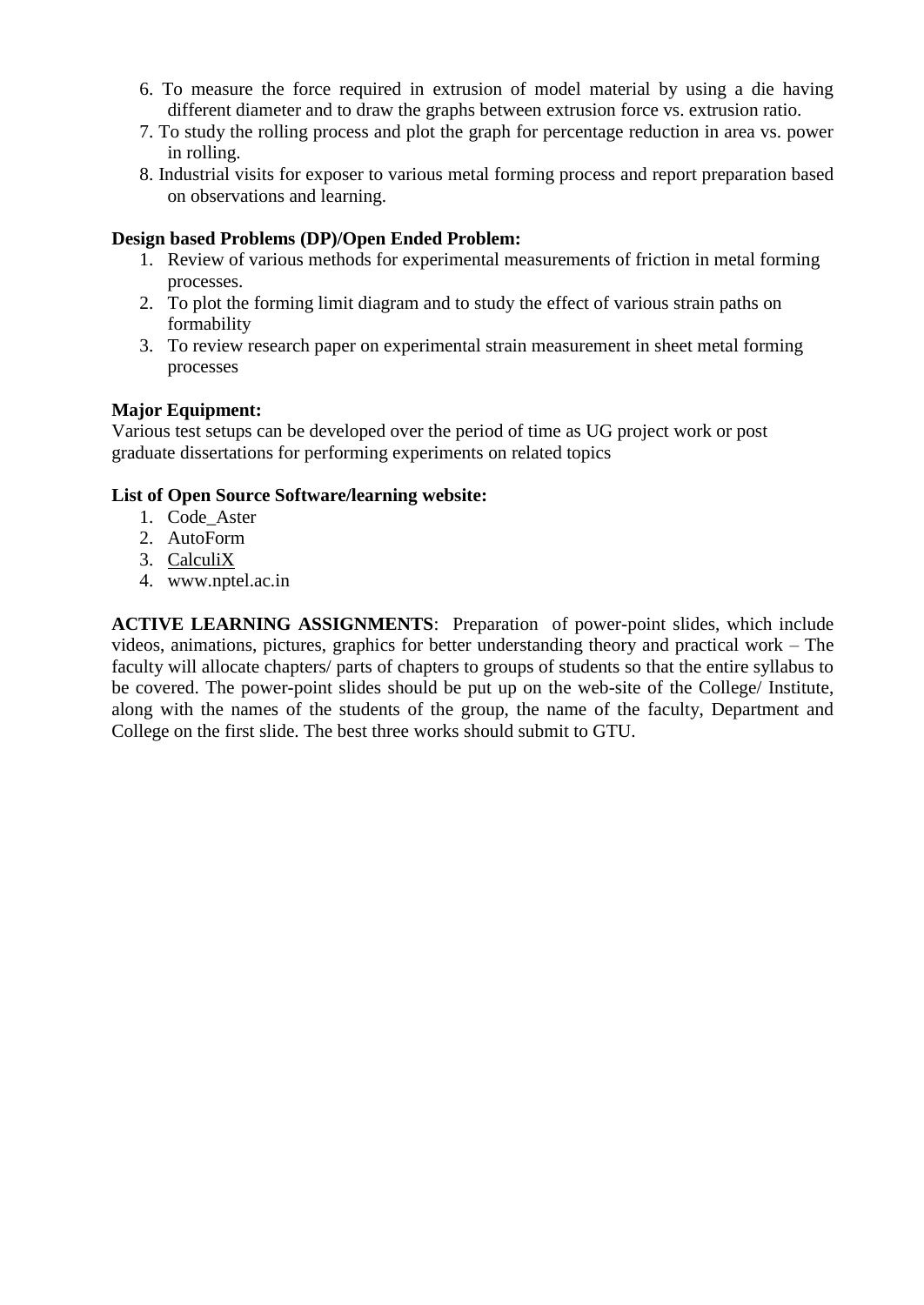6. To measure the force required in extrusion of model material by using a die having different diameter and to draw the graphs between extrusion force vs. extrusion ratio.
7. To study the rolling process and plot the graph for percentage reduction in area vs. power in rolling.
8. Industrial visits for exposer to various metal forming process and report preparation based on observations and learning.

**Design based Problems (DP)/Open Ended Problem:**

1. Review of various methods for experimental measurements of friction in metal forming processes.
2. To plot the forming limit diagram and to study the effect of various strain paths on formability
3. To review research paper on experimental strain measurement in sheet metal forming processes

**Major Equipment:**

Various test setups can be developed over the period of time as UG project work or post graduate dissertations for performing experiments on related topics

**List of Open Source Software/learning website:**

1. Code_Aster
2. AutoForm
3. CalculiX
4. www.nptel.ac.in

**ACTIVE LEARNING ASSIGNMENTS**: Preparation of power-point slides, which include videos, animations, pictures, graphics for better understanding theory and practical work – The faculty will allocate chapters/ parts of chapters to groups of students so that the entire syllabus to be covered. The power-point slides should be put up on the web-site of the College/ Institute, along with the names of the students of the group, the name of the faculty, Department and College on the first slide. The best three works should submit to GTU.